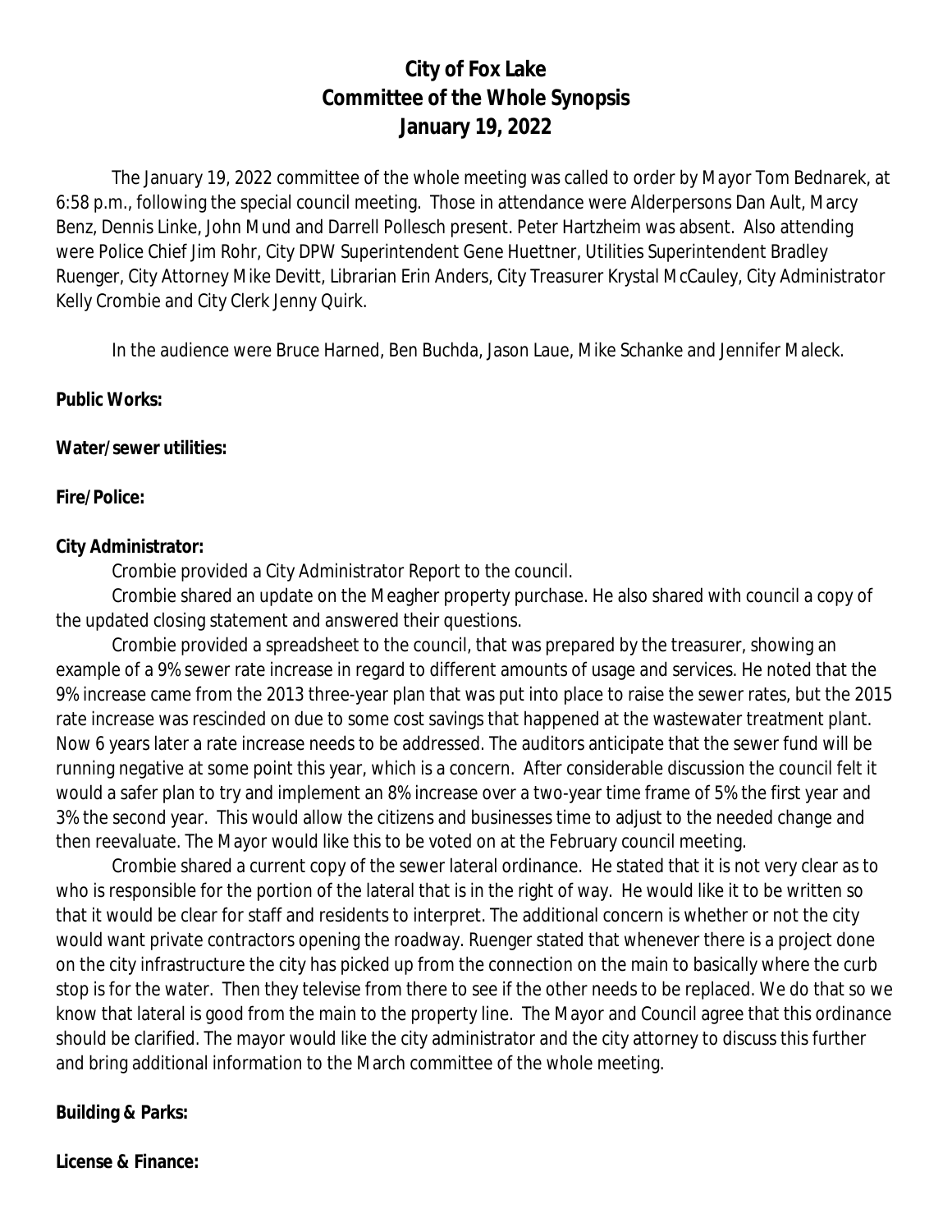# City of Fox Lake
## Committee of the Whole Synopsis
## January 19, 2022

The January 19, 2022 committee of the whole meeting was called to order by Mayor Tom Bednarek, at 6:58 p.m., following the special council meeting. Those in attendance were Alderpersons Dan Ault, Marcy Benz, Dennis Linke, John Mund and Darrell Pollesch present. Peter Hartzheim was absent. Also attending were Police Chief Jim Rohr, City DPW Superintendent Gene Huettner, Utilities Superintendent Bradley Ruenger, City Attorney Mike Devitt, Librarian Erin Anders, City Treasurer Krystal McCauley, City Administrator Kelly Crombie and City Clerk Jenny Quirk.

In the audience were Bruce Harned, Ben Buchda, Jason Laue, Mike Schanke and Jennifer Maleck.

**Public Works:**

**Water/sewer utilities:**

**Fire/Police:**

**City Administrator:**

Crombie provided a City Administrator Report to the council.

Crombie shared an update on the Meagher property purchase. He also shared with council a copy of the updated closing statement and answered their questions.

Crombie provided a spreadsheet to the council, that was prepared by the treasurer, showing an example of a 9% sewer rate increase in regard to different amounts of usage and services. He noted that the 9% increase came from the 2013 three-year plan that was put into place to raise the sewer rates, but the 2015 rate increase was rescinded on due to some cost savings that happened at the wastewater treatment plant. Now 6 years later a rate increase needs to be addressed. The auditors anticipate that the sewer fund will be running negative at some point this year, which is a concern. After considerable discussion the council felt it would a safer plan to try and implement an 8% increase over a two-year time frame of 5% the first year and 3% the second year. This would allow the citizens and businesses time to adjust to the needed change and then reevaluate. The Mayor would like this to be voted on at the February council meeting.

Crombie shared a current copy of the sewer lateral ordinance. He stated that it is not very clear as to who is responsible for the portion of the lateral that is in the right of way. He would like it to be written so that it would be clear for staff and residents to interpret. The additional concern is whether or not the city would want private contractors opening the roadway. Ruenger stated that whenever there is a project done on the city infrastructure the city has picked up from the connection on the main to basically where the curb stop is for the water. Then they televise from there to see if the other needs to be replaced. We do that so we know that lateral is good from the main to the property line. The Mayor and Council agree that this ordinance should be clarified. The mayor would like the city administrator and the city attorney to discuss this further and bring additional information to the March committee of the whole meeting.

**Building & Parks:**

**License & Finance:**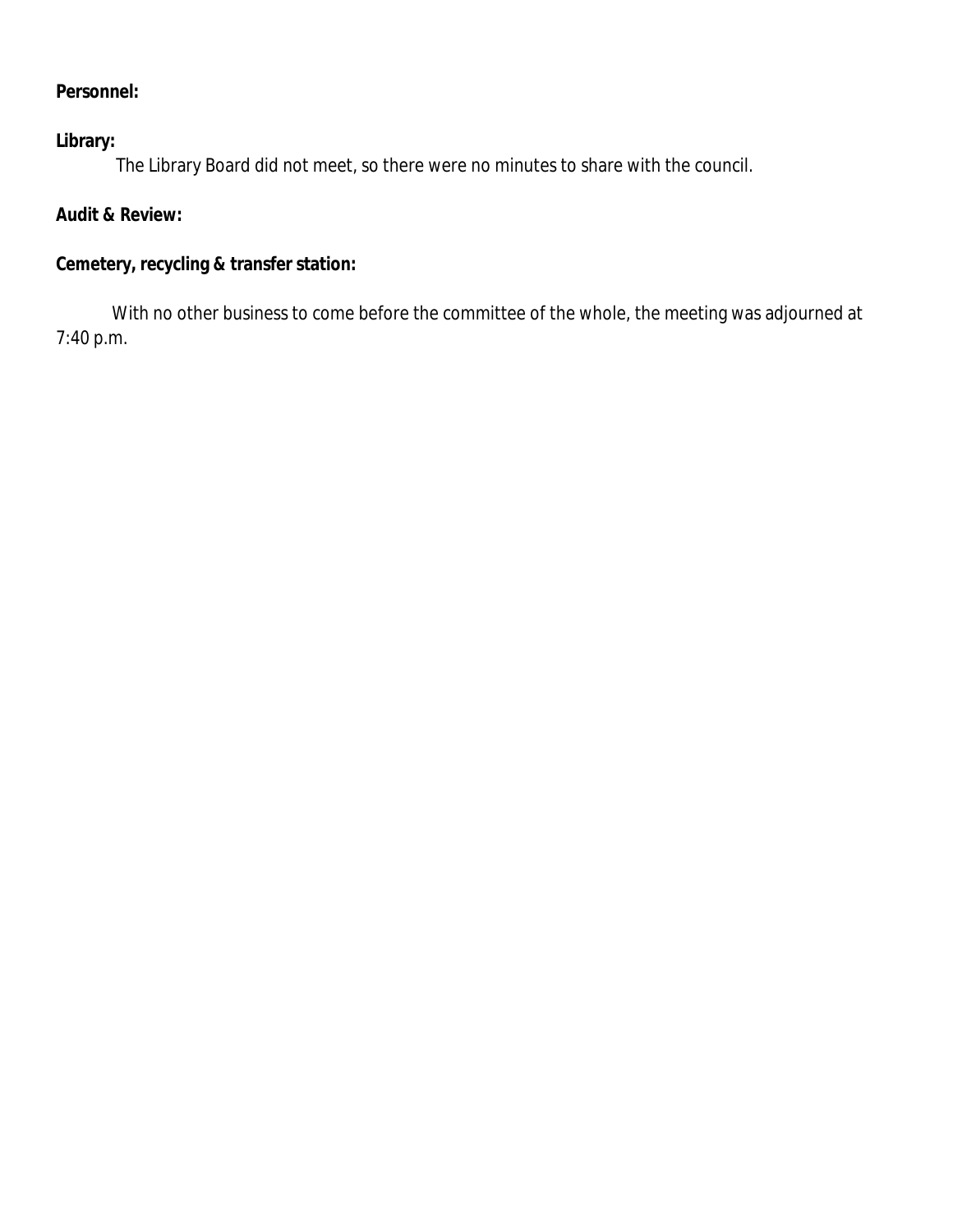**Personnel:**

**Library:**

The Library Board did not meet, so there were no minutes to share with the council.

**Audit & Review:**

**Cemetery, recycling & transfer station:**

With no other business to come before the committee of the whole, the meeting was adjourned at 7:40 p.m.